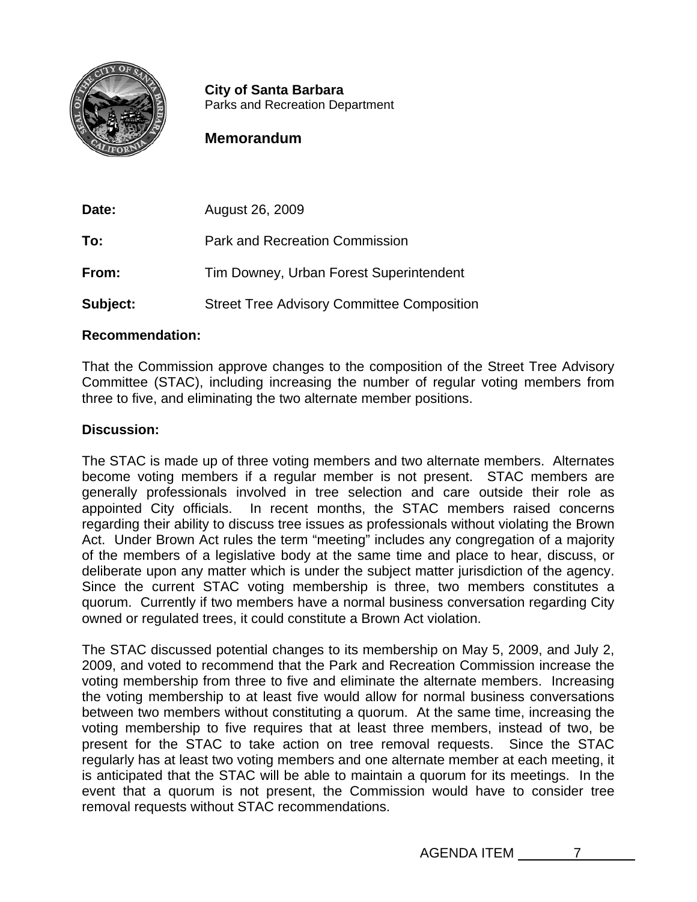**City of Santa Barbara**
Parks and Recreation Department

## Memorandum

**Date:** August 26, 2009

**To:** Park and Recreation Commission

**From:** Tim Downey, Urban Forest Superintendent

**Subject:** Street Tree Advisory Committee Composition

### Recommendation:

That the Commission approve changes to the composition of the Street Tree Advisory Committee (STAC), including increasing the number of regular voting members from three to five, and eliminating the two alternate member positions.

### Discussion:

The STAC is made up of three voting members and two alternate members. Alternates become voting members if a regular member is not present. STAC members are generally professionals involved in tree selection and care outside their role as appointed City officials. In recent months, the STAC members raised concerns regarding their ability to discuss tree issues as professionals without violating the Brown Act. Under Brown Act rules the term "meeting" includes any congregation of a majority of the members of a legislative body at the same time and place to hear, discuss, or deliberate upon any matter which is under the subject matter jurisdiction of the agency. Since the current STAC voting membership is three, two members constitutes a quorum. Currently if two members have a normal business conversation regarding City owned or regulated trees, it could constitute a Brown Act violation.

The STAC discussed potential changes to its membership on May 5, 2009, and July 2, 2009, and voted to recommend that the Park and Recreation Commission increase the voting membership from three to five and eliminate the alternate members. Increasing the voting membership to at least five would allow for normal business conversations between two members without constituting a quorum. At the same time, increasing the voting membership to five requires that at least three members, instead of two, be present for the STAC to take action on tree removal requests. Since the STAC regularly has at least two voting members and one alternate member at each meeting, it is anticipated that the STAC will be able to maintain a quorum for its meetings. In the event that a quorum is not present, the Commission would have to consider tree removal requests without STAC recommendations.

AGENDA ITEM 7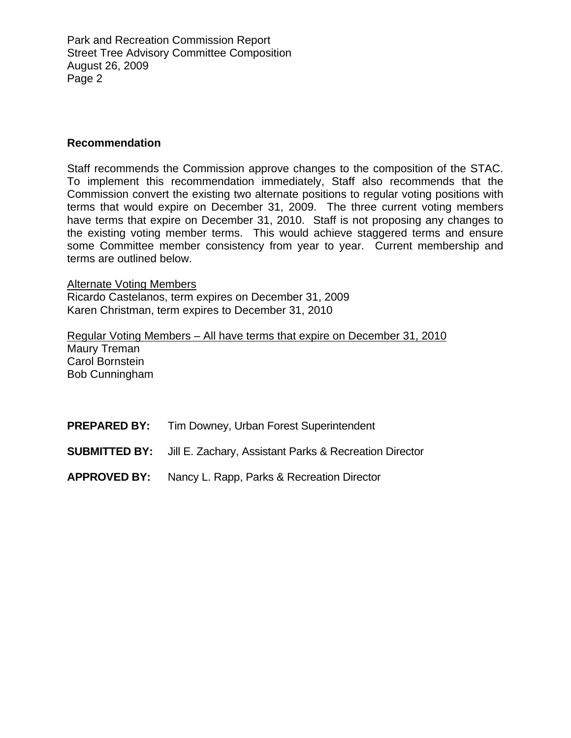## Recommendation

Staff recommends the Commission approve changes to the composition of the STAC. To implement this recommendation immediately, Staff also recommends that the Commission convert the existing two alternate positions to regular voting positions with terms that would expire on December 31, 2009. The three current voting members have terms that expire on December 31, 2010. Staff is not proposing any changes to the existing voting member terms. This would achieve staggered terms and ensure some Committee member consistency from year to year. Current membership and terms are outlined below.

<u>Alternate Voting Members</u>
Ricardo Castelanos, term expires on December 31, 2009
Karen Christman, term expires to December 31, 2010

<u>Regular Voting Members – All have terms that expire on December 31, 2010</u>
Maury Treman
Carol Bornstein
Bob Cunningham

**PREPARED BY:** Tim Downey, Urban Forest Superintendent

**SUBMITTED BY:** Jill E. Zachary, Assistant Parks & Recreation Director

**APPROVED BY:** Nancy L. Rapp, Parks & Recreation Director